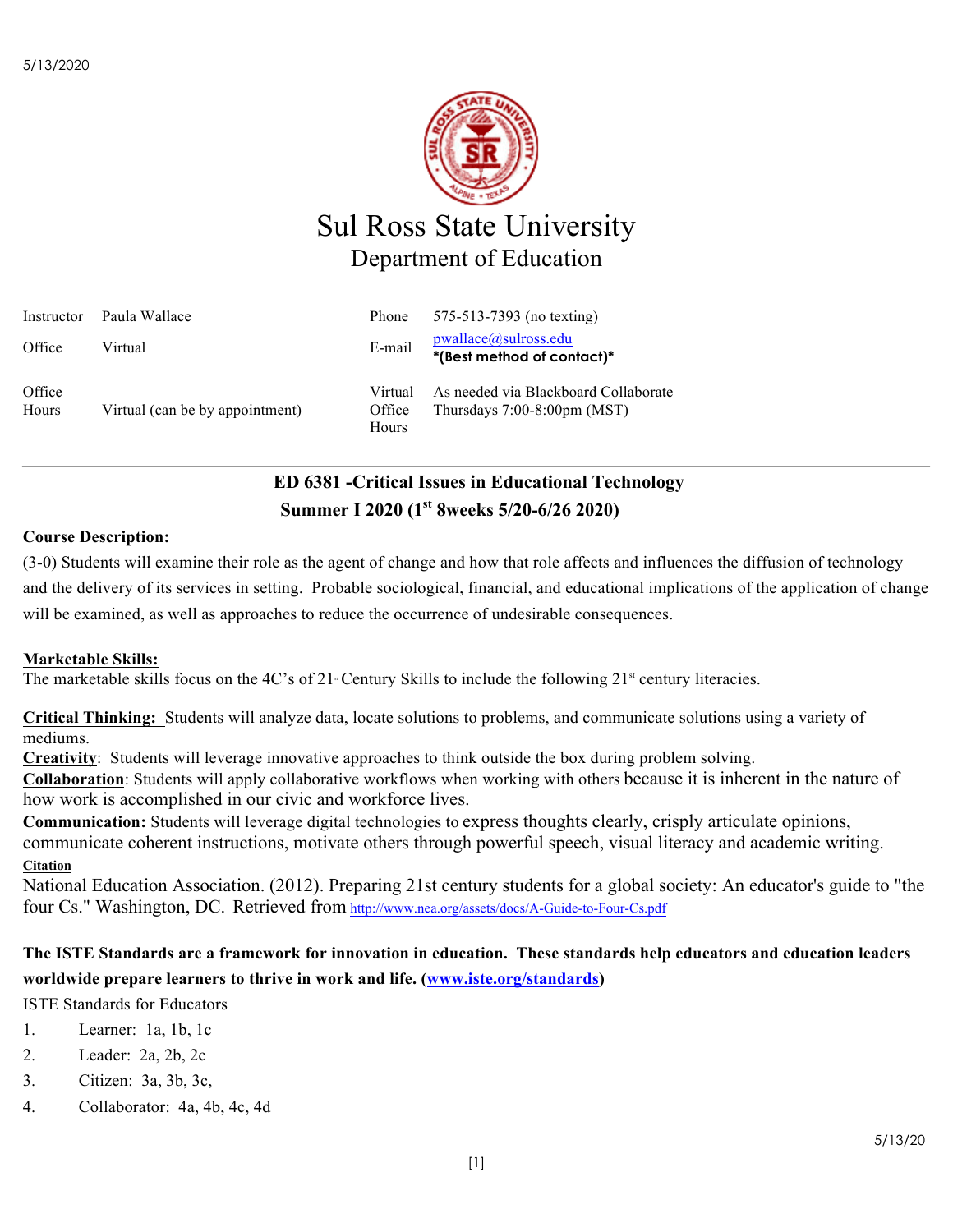# Sul Ross State University
## Department of Education

| Instructor | Paula Wallace | Phone | 575-513-7393 (no texting) |
|---|---|---|---|
| Office | Virtual | E-mail | pwallace@sulross.edu **\*(Best method of contact)\*** |
| Office Hours | Virtual (can be by appointment) | Virtual Office Hours | As needed via Blackboard Collaborate Thursdays 7:00-8:00pm (MST) |

## ED 6381 -Critical Issues in Educational Technology
## Summer I 2020 (1st 8weeks 5/20-6/26 2020)

**Course Description:**

(3-0) Students will examine their role as the agent of change and how that role affects and influences the diffusion of technology and the delivery of its services in setting. Probable sociological, financial, and educational implications of the application of change will be examined, as well as approaches to reduce the occurrence of undesirable consequences.

**Marketable Skills:**

The marketable skills focus on the 4C's of 21st Century Skills to include the following 21st century literacies.

**Critical Thinking:** Students will analyze data, locate solutions to problems, and communicate solutions using a variety of mediums.

**Creativity**: Students will leverage innovative approaches to think outside the box during problem solving.

**Collaboration**: Students will apply collaborative workflows when working with others because it is inherent in the nature of how work is accomplished in our civic and workforce lives.

**Communication:** Students will leverage digital technologies to express thoughts clearly, crisply articulate opinions, communicate coherent instructions, motivate others through powerful speech, visual literacy and academic writing.

**Citation**

National Education Association. (2012). Preparing 21st century students for a global society: An educator's guide to "the four Cs." Washington, DC. Retrieved from http://www.nea.org/assets/docs/A-Guide-to-Four-Cs.pdf

**The ISTE Standards are a framework for innovation in education. These standards help educators and education leaders worldwide prepare learners to thrive in work and life. (www.iste.org/standards)**

ISTE Standards for Educators

1. Learner: 1a, 1b, 1c
2. Leader: 2a, 2b, 2c
3. Citizen: 3a, 3b, 3c,
4. Collaborator: 4a, 4b, 4c, 4d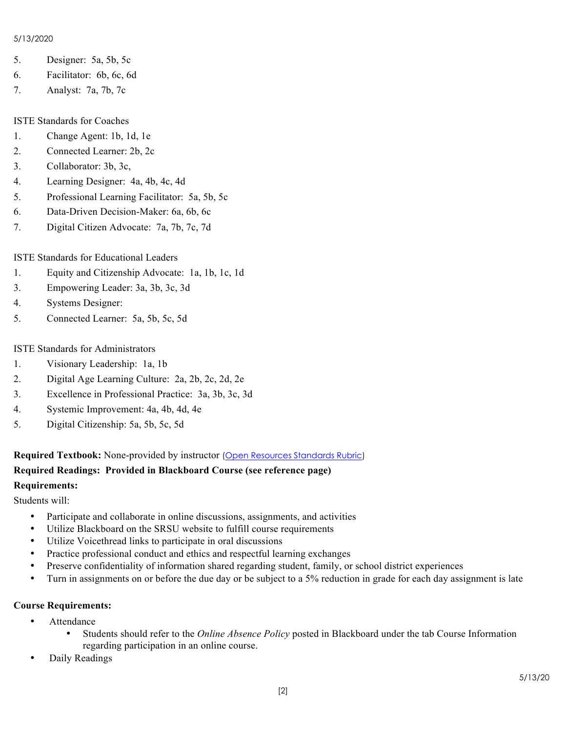5. Designer: 5a, 5b, 5c
6. Facilitator: 6b, 6c, 6d
7. Analyst: 7a, 7b, 7c

ISTE Standards for Coaches

1. Change Agent: 1b, 1d, 1e
2. Connected Learner: 2b, 2c
3. Collaborator: 3b, 3c,
4. Learning Designer: 4a, 4b, 4c, 4d
5. Professional Learning Facilitator: 5a, 5b, 5c
6. Data-Driven Decision-Maker: 6a, 6b, 6c
7. Digital Citizen Advocate: 7a, 7b, 7c, 7d

ISTE Standards for Educational Leaders

1. Equity and Citizenship Advocate: 1a, 1b, 1c, 1d
3. Empowering Leader: 3a, 3b, 3c, 3d
4. Systems Designer:
5. Connected Learner: 5a, 5b, 5c, 5d

ISTE Standards for Administrators

1. Visionary Leadership: 1a, 1b
2. Digital Age Learning Culture: 2a, 2b, 2c, 2d, 2e
3. Excellence in Professional Practice: 3a, 3b, 3c, 3d
4. Systemic Improvement: 4a, 4b, 4d, 4e
5. Digital Citizenship: 5a, 5b, 5c, 5d

**Required Textbook:** None-provided by instructor (Open Resources Standards Rubric)

**Required Readings: Provided in Blackboard Course (see reference page)**

**Requirements:**

Students will:

- Participate and collaborate in online discussions, assignments, and activities
- Utilize Blackboard on the SRSU website to fulfill course requirements
- Utilize Voicethread links to participate in oral discussions
- Practice professional conduct and ethics and respectful learning exchanges
- Preserve confidentiality of information shared regarding student, family, or school district experiences
- Turn in assignments on or before the due day or be subject to a 5% reduction in grade for each day assignment is late

**Course Requirements:**

- Attendance
  - Students should refer to the *Online Absence Policy* posted in Blackboard under the tab Course Information regarding participation in an online course.
- Daily Readings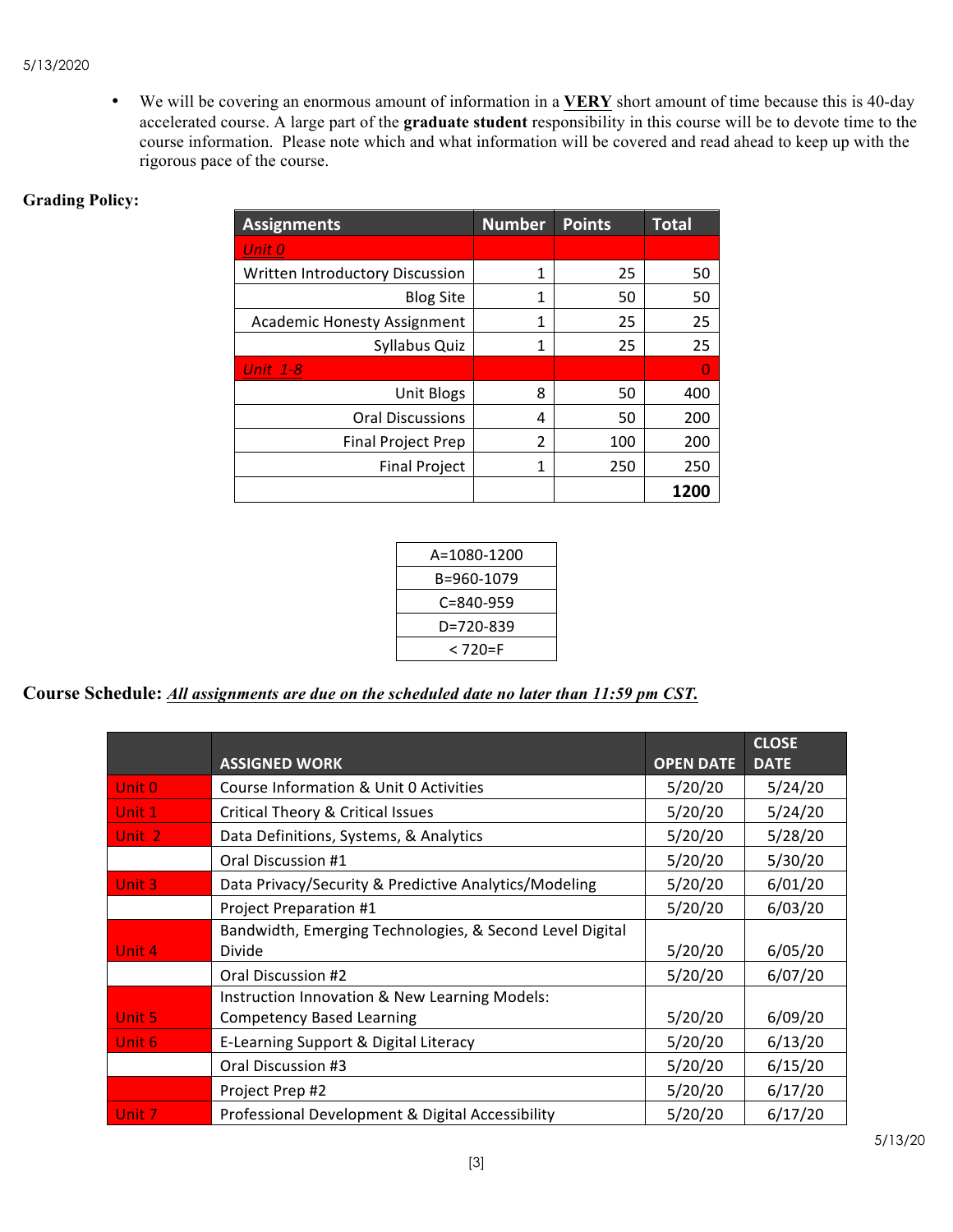- We will be covering an enormous amount of information in a **VERY** short amount of time because this is 40-day accelerated course. A large part of the **graduate student** responsibility in this course will be to devote time to the course information. Please note which and what information will be covered and read ahead to keep up with the rigorous pace of the course.

**Grading Policy:**

| Assignments | Number | Points | Total |
|---|---|---|---|
| *Unit 0* | | | |
| Written Introductory Discussion | 1 | 25 | 50 |
| Blog Site | 1 | 50 | 50 |
| Academic Honesty Assignment | 1 | 25 | 25 |
| Syllabus Quiz | 1 | 25 | 25 |
| *Unit 1-8* | | | 0 |
| Unit Blogs | 8 | 50 | 400 |
| Oral Discussions | 4 | 50 | 200 |
| Final Project Prep | 2 | 100 | 200 |
| Final Project | 1 | 250 | 250 |
| | | | **1200** |

| A=1080-1200 |
|---|
| B=960-1079 |
| C=840-959 |
| D=720-839 |
| < 720=F |

**Course Schedule:** ***All assignments are due on the scheduled date no later than 11:59 pm CST.***

| | ASSIGNED WORK | OPEN DATE | CLOSE DATE |
|---|---|---|---|
| Unit 0 | Course Information & Unit 0 Activities | 5/20/20 | 5/24/20 |
| Unit 1 | Critical Theory & Critical Issues | 5/20/20 | 5/24/20 |
| Unit 2 | Data Definitions, Systems, & Analytics | 5/20/20 | 5/28/20 |
| | Oral Discussion #1 | 5/20/20 | 5/30/20 |
| Unit 3 | Data Privacy/Security & Predictive Analytics/Modeling | 5/20/20 | 6/01/20 |
| | Project Preparation #1 | 5/20/20 | 6/03/20 |
| Unit 4 | Bandwidth, Emerging Technologies, & Second Level Digital Divide | 5/20/20 | 6/05/20 |
| | Oral Discussion #2 | 5/20/20 | 6/07/20 |
| Unit 5 | Instruction Innovation & New Learning Models: Competency Based Learning | 5/20/20 | 6/09/20 |
| Unit 6 | E-Learning Support & Digital Literacy | 5/20/20 | 6/13/20 |
| | Oral Discussion #3 | 5/20/20 | 6/15/20 |
| | Project Prep #2 | 5/20/20 | 6/17/20 |
| Unit 7 | Professional Development & Digital Accessibility | 5/20/20 | 6/17/20 |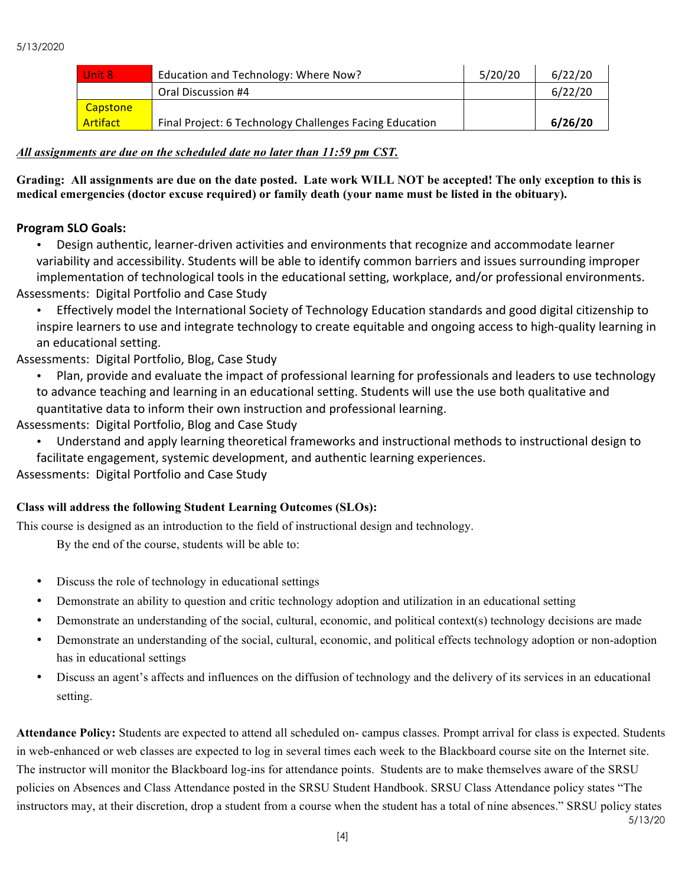| Unit 8 | Education and Technology: Where Now? | 5/20/20 | 6/22/20 |
|---|---|---|---|
| | Oral Discussion #4 | | 6/22/20 |
| Capstone Artifact | Final Project: 6 Technology Challenges Facing Education | | **6/26/20** |

***All assignments are due on the scheduled date no later than 11:59 pm CST.***

**Grading: All assignments are due on the date posted. Late work WILL NOT be accepted! The only exception to this is medical emergencies (doctor excuse required) or family death (your name must be listed in the obituary).**

**Program SLO Goals:**

- Design authentic, learner-driven activities and environments that recognize and accommodate learner variability and accessibility. Students will be able to identify common barriers and issues surrounding improper implementation of technological tools in the educational setting, workplace, and/or professional environments.

Assessments: Digital Portfolio and Case Study

- Effectively model the International Society of Technology Education standards and good digital citizenship to inspire learners to use and integrate technology to create equitable and ongoing access to high-quality learning in an educational setting.

Assessments: Digital Portfolio, Blog, Case Study

- Plan, provide and evaluate the impact of professional learning for professionals and leaders to use technology to advance teaching and learning in an educational setting. Students will use the use both qualitative and quantitative data to inform their own instruction and professional learning.

Assessments: Digital Portfolio, Blog and Case Study

- Understand and apply learning theoretical frameworks and instructional methods to instructional design to facilitate engagement, systemic development, and authentic learning experiences.

Assessments: Digital Portfolio and Case Study

**Class will address the following Student Learning Outcomes (SLOs):**

This course is designed as an introduction to the field of instructional design and technology.

By the end of the course, students will be able to:

- Discuss the role of technology in educational settings
- Demonstrate an ability to question and critic technology adoption and utilization in an educational setting
- Demonstrate an understanding of the social, cultural, economic, and political context(s) technology decisions are made
- Demonstrate an understanding of the social, cultural, economic, and political effects technology adoption or non-adoption has in educational settings
- Discuss an agent's affects and influences on the diffusion of technology and the delivery of its services in an educational setting.

**Attendance Policy:** Students are expected to attend all scheduled on- campus classes. Prompt arrival for class is expected. Students in web-enhanced or web classes are expected to log in several times each week to the Blackboard course site on the Internet site. The instructor will monitor the Blackboard log-ins for attendance points. Students are to make themselves aware of the SRSU policies on Absences and Class Attendance posted in the SRSU Student Handbook. SRSU Class Attendance policy states "The instructors may, at their discretion, drop a student from a course when the student has a total of nine absences." SRSU policy states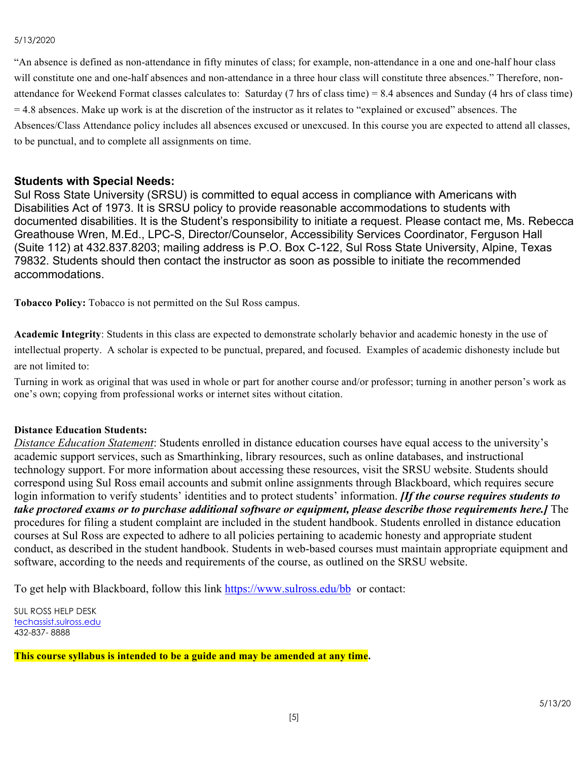"An absence is defined as non-attendance in fifty minutes of class; for example, non-attendance in a one and one-half hour class will constitute one and one-half absences and non-attendance in a three hour class will constitute three absences." Therefore, non-attendance for Weekend Format classes calculates to: Saturday (7 hrs of class time) = 8.4 absences and Sunday (4 hrs of class time) = 4.8 absences. Make up work is at the discretion of the instructor as it relates to "explained or excused" absences. The Absences/Class Attendance policy includes all absences excused or unexcused. In this course you are expected to attend all classes, to be punctual, and to complete all assignments on time.

### Students with Special Needs:

Sul Ross State University (SRSU) is committed to equal access in compliance with Americans with Disabilities Act of 1973. It is SRSU policy to provide reasonable accommodations to students with documented disabilities. It is the Student's responsibility to initiate a request. Please contact me, Ms. Rebecca Greathouse Wren, M.Ed., LPC-S, Director/Counselor, Accessibility Services Coordinator, Ferguson Hall (Suite 112) at 432.837.8203; mailing address is P.O. Box C-122, Sul Ross State University, Alpine, Texas 79832. Students should then contact the instructor as soon as possible to initiate the recommended accommodations.

**Tobacco Policy:** Tobacco is not permitted on the Sul Ross campus.

**Academic Integrity**: Students in this class are expected to demonstrate scholarly behavior and academic honesty in the use of intellectual property. A scholar is expected to be punctual, prepared, and focused. Examples of academic dishonesty include but are not limited to:

Turning in work as original that was used in whole or part for another course and/or professor; turning in another person's work as one's own; copying from professional works or internet sites without citation.

**Distance Education Students:**

*Distance Education Statement*: Students enrolled in distance education courses have equal access to the university's academic support services, such as Smarthinking, library resources, such as online databases, and instructional technology support. For more information about accessing these resources, visit the SRSU website. Students should correspond using Sul Ross email accounts and submit online assignments through Blackboard, which requires secure login information to verify students' identities and to protect students' information. ***[If the course requires students to take proctored exams or to purchase additional software or equipment, please describe those requirements here.]*** The procedures for filing a student complaint are included in the student handbook. Students enrolled in distance education courses at Sul Ross are expected to adhere to all policies pertaining to academic honesty and appropriate student conduct, as described in the student handbook. Students in web-based courses must maintain appropriate equipment and software, according to the needs and requirements of the course, as outlined on the SRSU website.

To get help with Blackboard, follow this link https://www.sulross.edu/bb or contact:

SUL ROSS HELP DESK
techassist.sulross.edu
432-837- 8888

**This course syllabus is intended to be a guide and may be amended at any time.**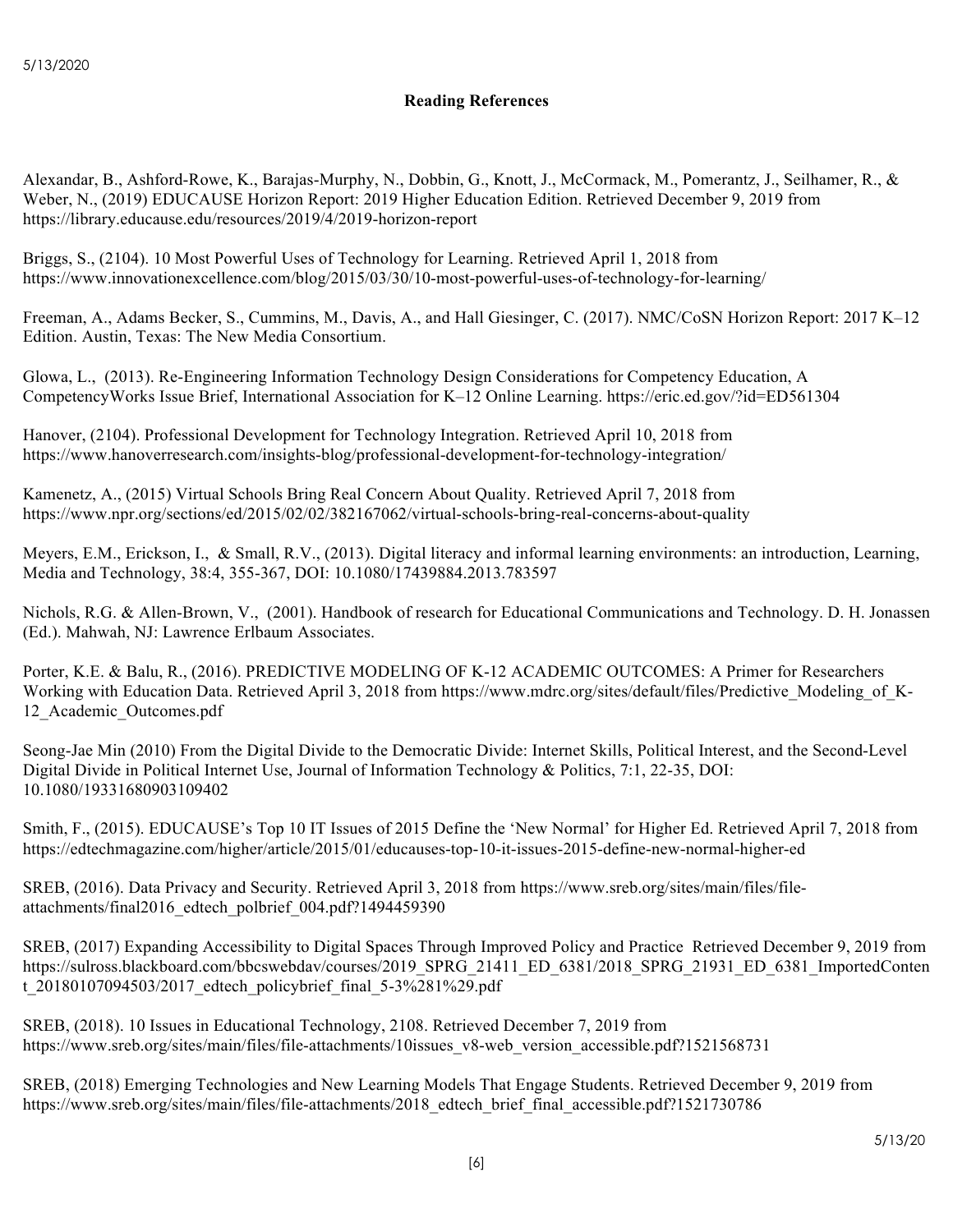**Reading References**

Alexandar, B., Ashford-Rowe, K., Barajas-Murphy, N., Dobbin, G., Knott, J., McCormack, M., Pomerantz, J., Seilhamer, R., & Weber, N., (2019) EDUCAUSE Horizon Report: 2019 Higher Education Edition. Retrieved December 9, 2019 from https://library.educause.edu/resources/2019/4/2019-horizon-report

Briggs, S., (2104). 10 Most Powerful Uses of Technology for Learning. Retrieved April 1, 2018 from https://www.innovationexcellence.com/blog/2015/03/30/10-most-powerful-uses-of-technology-for-learning/

Freeman, A., Adams Becker, S., Cummins, M., Davis, A., and Hall Giesinger, C. (2017). NMC/CoSN Horizon Report: 2017 K–12 Edition. Austin, Texas: The New Media Consortium.

Glowa, L., (2013). Re-Engineering Information Technology Design Considerations for Competency Education, A CompetencyWorks Issue Brief, International Association for K–12 Online Learning. https://eric.ed.gov/?id=ED561304

Hanover, (2104). Professional Development for Technology Integration. Retrieved April 10, 2018 from https://www.hanoverresearch.com/insights-blog/professional-development-for-technology-integration/

Kamenetz, A., (2015) Virtual Schools Bring Real Concern About Quality. Retrieved April 7, 2018 from https://www.npr.org/sections/ed/2015/02/02/382167062/virtual-schools-bring-real-concerns-about-quality

Meyers, E.M., Erickson, I., & Small, R.V., (2013). Digital literacy and informal learning environments: an introduction, Learning, Media and Technology, 38:4, 355-367, DOI: 10.1080/17439884.2013.783597

Nichols, R.G. & Allen-Brown, V., (2001). Handbook of research for Educational Communications and Technology. D. H. Jonassen (Ed.). Mahwah, NJ: Lawrence Erlbaum Associates.

Porter, K.E. & Balu, R., (2016). PREDICTIVE MODELING OF K-12 ACADEMIC OUTCOMES: A Primer for Researchers Working with Education Data. Retrieved April 3, 2018 from https://www.mdrc.org/sites/default/files/Predictive_Modeling_of_K-12_Academic_Outcomes.pdf

Seong-Jae Min (2010) From the Digital Divide to the Democratic Divide: Internet Skills, Political Interest, and the Second-Level Digital Divide in Political Internet Use, Journal of Information Technology & Politics, 7:1, 22-35, DOI: 10.1080/19331680903109402

Smith, F., (2015). EDUCAUSE's Top 10 IT Issues of 2015 Define the 'New Normal' for Higher Ed. Retrieved April 7, 2018 from https://edtechmagazine.com/higher/article/2015/01/educauses-top-10-it-issues-2015-define-new-normal-higher-ed

SREB, (2016). Data Privacy and Security. Retrieved April 3, 2018 from https://www.sreb.org/sites/main/files/file-attachments/final2016_edtech_polbrief_004.pdf?1494459390

SREB, (2017) Expanding Accessibility to Digital Spaces Through Improved Policy and Practice Retrieved December 9, 2019 from https://sulross.blackboard.com/bbcswebdav/courses/2019_SPRG_21411_ED_6381/2018_SPRG_21931_ED_6381_ImportedContent_20180107094503/2017_edtech_policybrief_final_5-3%281%29.pdf

SREB, (2018). 10 Issues in Educational Technology, 2108. Retrieved December 7, 2019 from https://www.sreb.org/sites/main/files/file-attachments/10issues_v8-web_version_accessible.pdf?1521568731

SREB, (2018) Emerging Technologies and New Learning Models That Engage Students. Retrieved December 9, 2019 from https://www.sreb.org/sites/main/files/file-attachments/2018_edtech_brief_final_accessible.pdf?1521730786